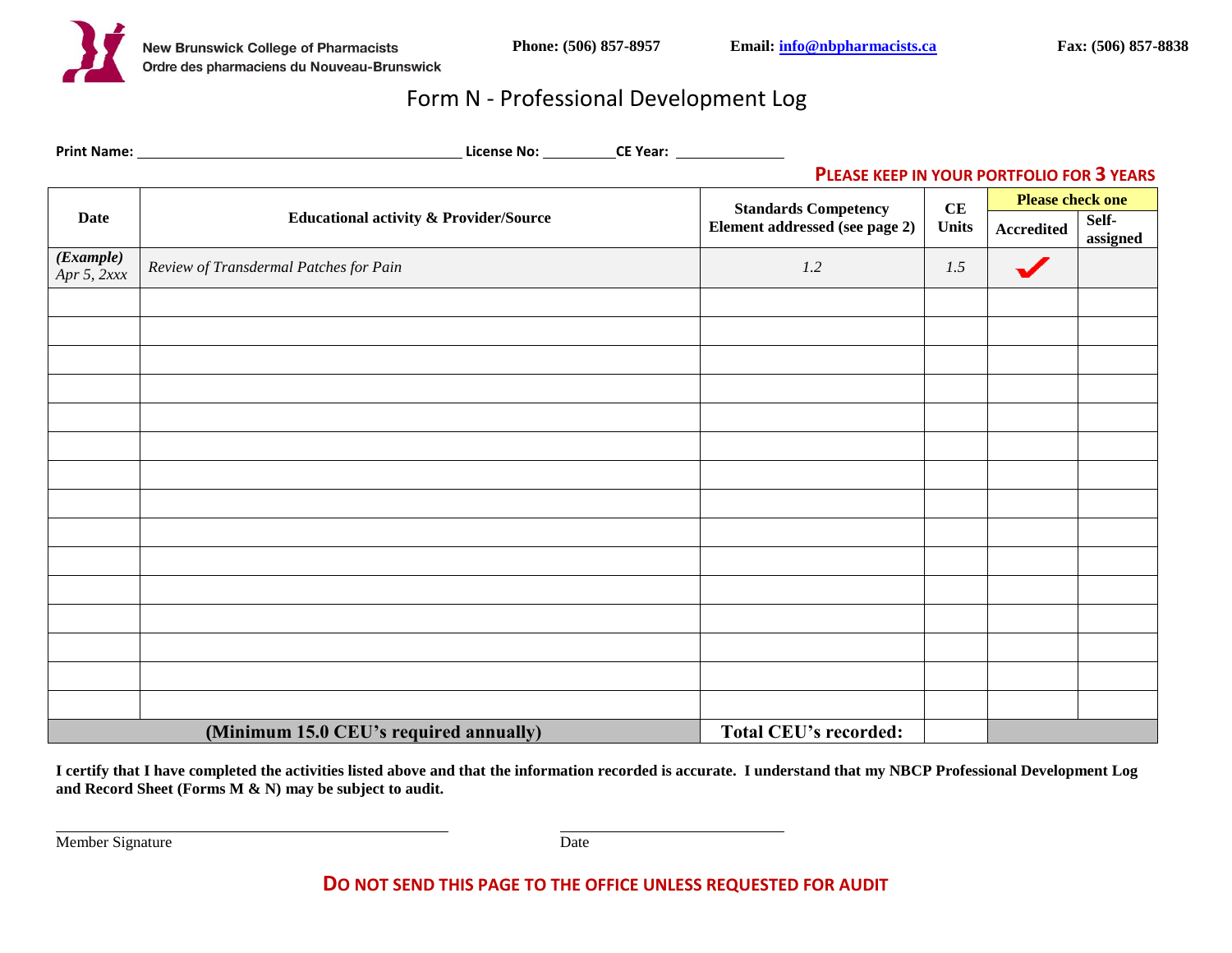New Brunswick College of Pharmacists
Ordre des pharmaciens du Nouveau-Brunswick

**Phone: (506) 857-8957** **Email: info@nbpharmacists.ca** **Fax: (506) 857-8838**

# Form N - Professional Development Log

**Print Name:** ________________________ **License No:** __________ **CE Year:** __________

**PLEASE KEEP IN YOUR PORTFOLIO FOR 3 YEARS**

| Date | Educational activity & Provider/Source | Standards Competency Element addressed (see page 2) | CE Units | Please check one | |
|---|---|---|---|---|---|
| | | | | Accredited | Self-assigned |
| *(Example) Apr 5, 2xxx* | *Review of Transdermal Patches for Pain* | *1.2* | *1.5* | ✔ | |
| | | | | | |
| | | | | | |
| | | | | | |
| | | | | | |
| | | | | | |
| | | | | | |
| | | | | | |
| | | | | | |
| | | | | | |
| | | | | | |
| | | | | | |
| | | | | | |
| | | | | | |
| | | | | | |
| | | | | | |
| **(Minimum 15.0 CEU's required annually)** | | **Total CEU's recorded:** | | | |

**I certify that I have completed the activities listed above and that the information recorded is accurate. I understand that my NBCP Professional Development Log and Record Sheet (Forms M & N) may be subject to audit.**

______________________________ ______________________________
Member Signature Date

**DO NOT SEND THIS PAGE TO THE OFFICE UNLESS REQUESTED FOR AUDIT**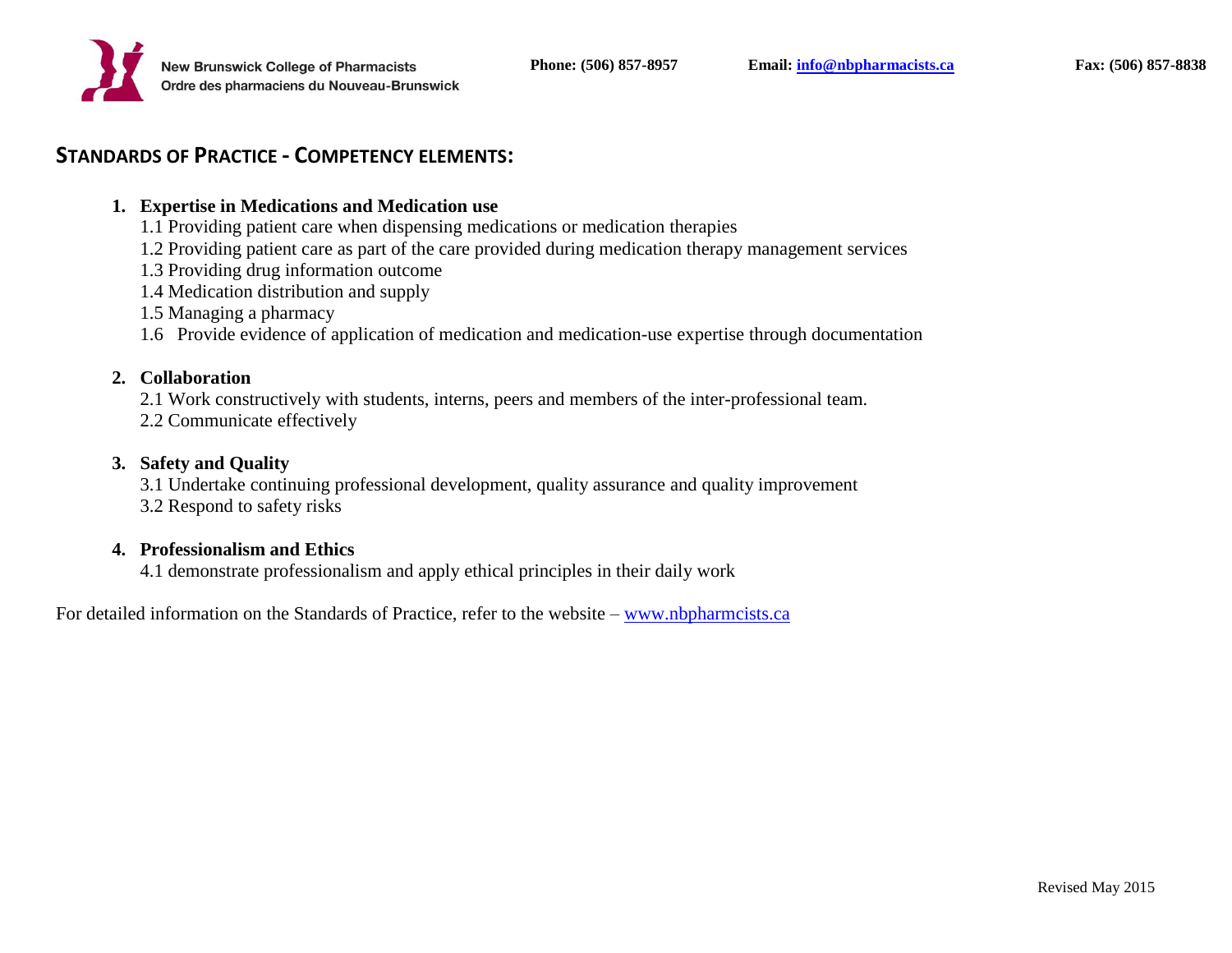New Brunswick College of Pharmacists
Ordre des pharmaciens du Nouveau-Brunswick

**Phone: (506) 857-8957** **Email: info@nbpharmacists.ca** **Fax: (506) 857-8838**

## STANDARDS OF PRACTICE - COMPETENCY ELEMENTS:

1. **Expertise in Medications and Medication use**
   - 1.1 Providing patient care when dispensing medications or medication therapies
   - 1.2 Providing patient care as part of the care provided during medication therapy management services
   - 1.3 Providing drug information outcome
   - 1.4 Medication distribution and supply
   - 1.5 Managing a pharmacy
   - 1.6 Provide evidence of application of medication and medication-use expertise through documentation

2. **Collaboration**
   - 2.1 Work constructively with students, interns, peers and members of the inter-professional team.
   - 2.2 Communicate effectively

3. **Safety and Quality**
   - 3.1 Undertake continuing professional development, quality assurance and quality improvement
   - 3.2 Respond to safety risks

4. **Professionalism and Ethics**
   - 4.1 demonstrate professionalism and apply ethical principles in their daily work

For detailed information on the Standards of Practice, refer to the website – www.nbpharmcists.ca

Revised May 2015